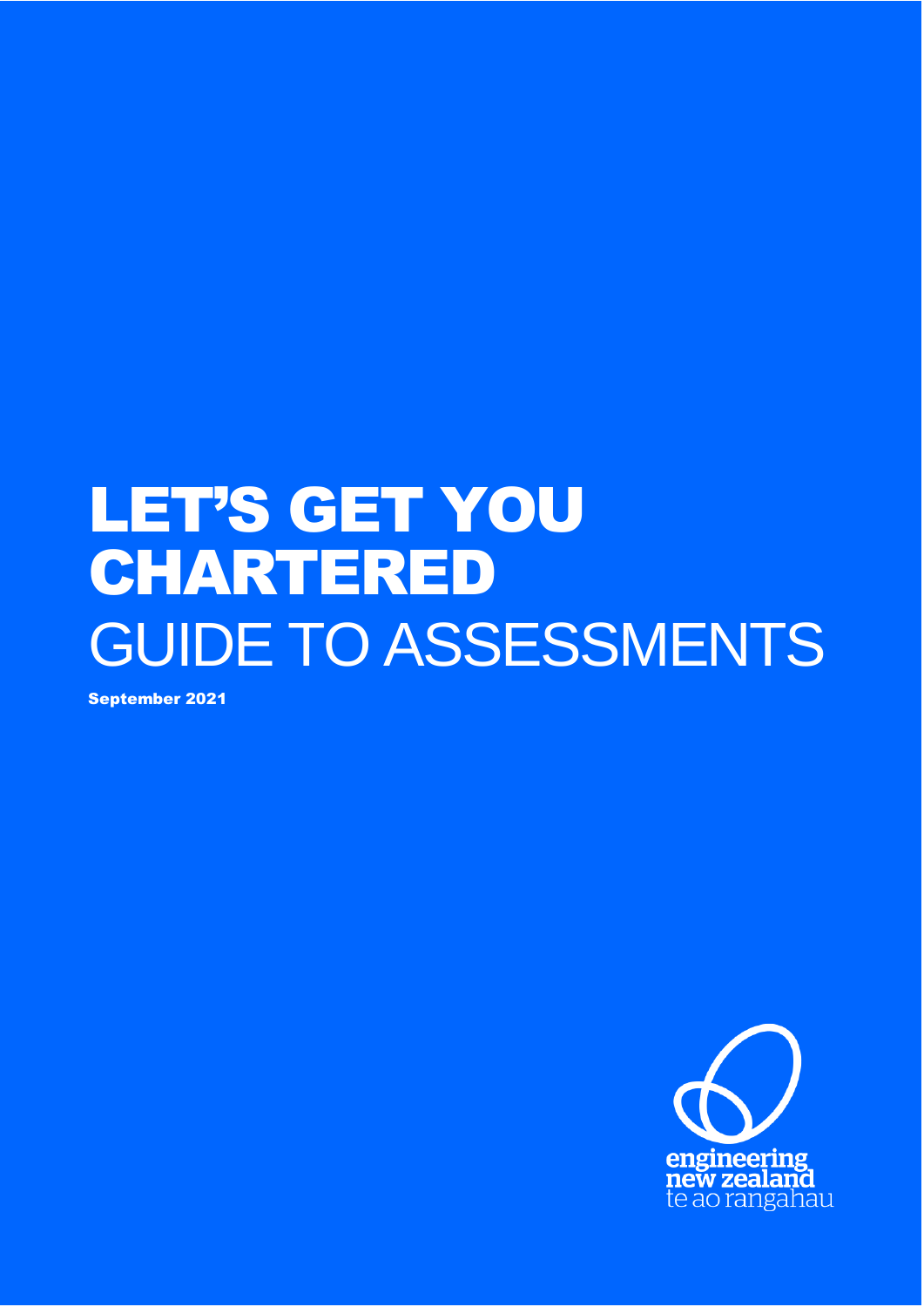# LET'S GET YOU CHARTERED

## GUIDE TO ASSESSMENTS

**September 2021**

engineering
new zealand
te ao rangahau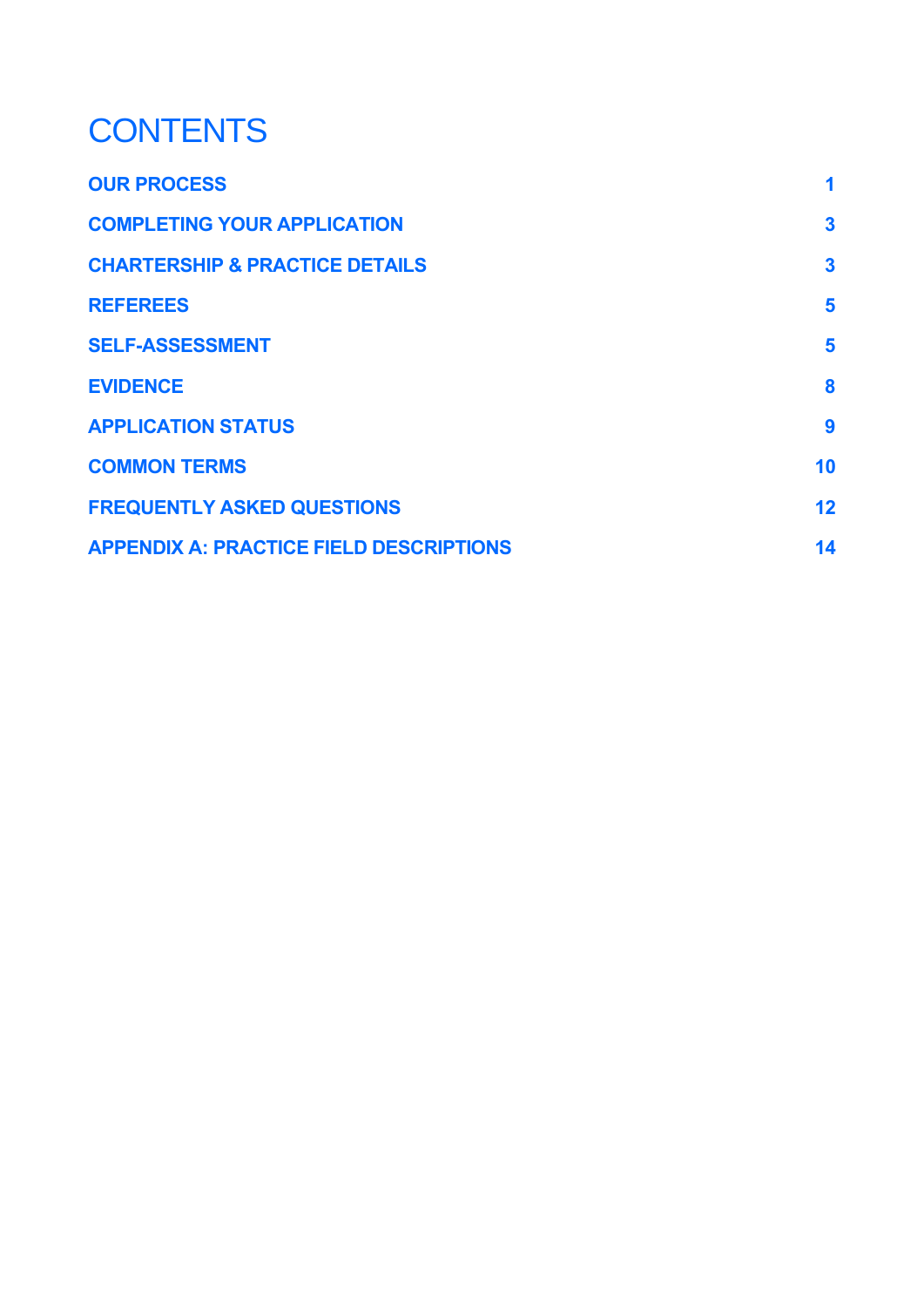# CONTENTS

| | |
|---|---|
| **OUR PROCESS** | **1** |
| **COMPLETING YOUR APPLICATION** | **3** |
| **CHARTERSHIP & PRACTICE DETAILS** | **3** |
| **REFEREES** | **5** |
| **SELF-ASSESSMENT** | **5** |
| **EVIDENCE** | **8** |
| **APPLICATION STATUS** | **9** |
| **COMMON TERMS** | **10** |
| **FREQUENTLY ASKED QUESTIONS** | **12** |
| **APPENDIX A: PRACTICE FIELD DESCRIPTIONS** | **14** |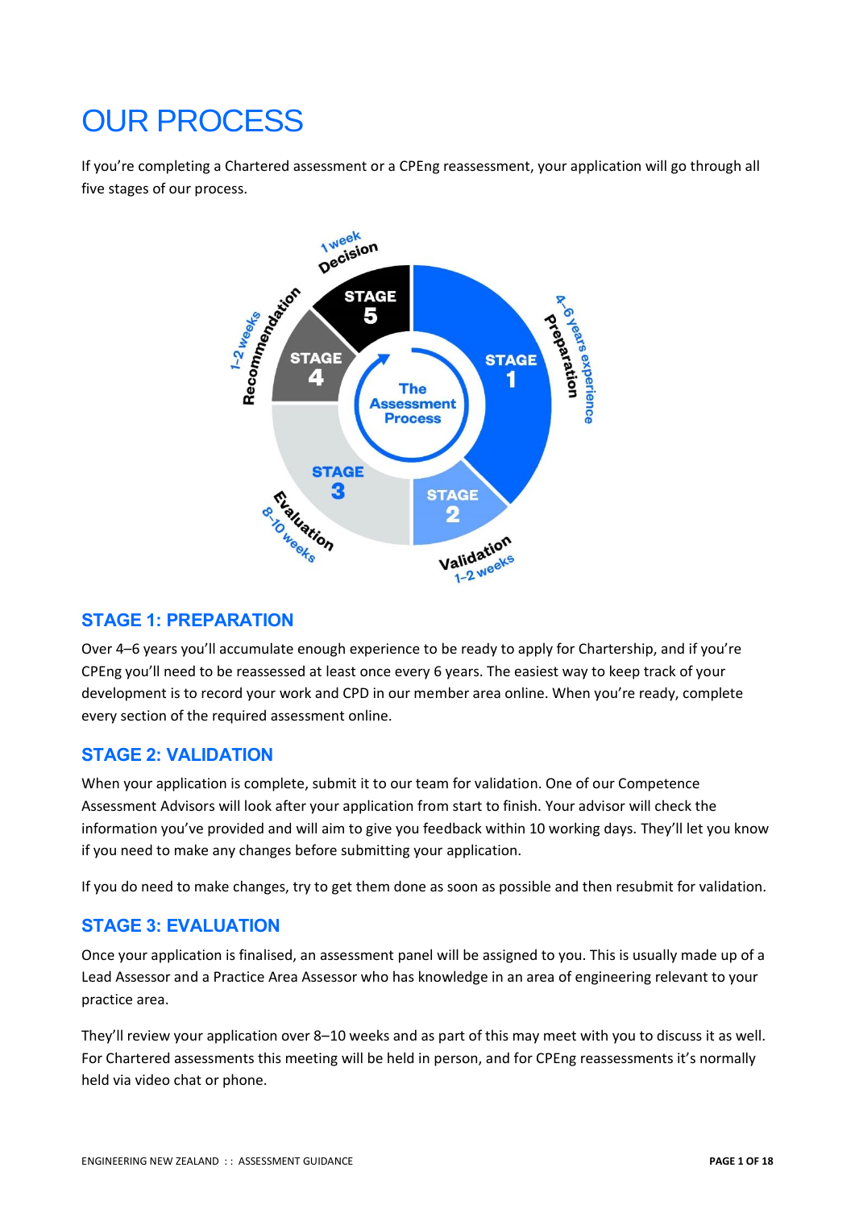# OUR PROCESS

If you're completing a Chartered assessment or a CPEng reassessment, your application will go through all five stages of our process.

## STAGE 1: PREPARATION

Over 4–6 years you'll accumulate enough experience to be ready to apply for Chartership, and if you're CPEng you'll need to be reassessed at least once every 6 years. The easiest way to keep track of your development is to record your work and CPD in our member area online. When you're ready, complete every section of the required assessment online.

## STAGE 2: VALIDATION

When your application is complete, submit it to our team for validation. One of our Competence Assessment Advisors will look after your application from start to finish. Your advisor will check the information you've provided and will aim to give you feedback within 10 working days. They'll let you know if you need to make any changes before submitting your application.

If you do need to make changes, try to get them done as soon as possible and then resubmit for validation.

## STAGE 3: EVALUATION

Once your application is finalised, an assessment panel will be assigned to you. This is usually made up of a Lead Assessor and a Practice Area Assessor who has knowledge in an area of engineering relevant to your practice area.

They'll review your application over 8–10 weeks and as part of this may meet with you to discuss it as well. For Chartered assessments this meeting will be held in person, and for CPEng reassessments it's normally held via video chat or phone.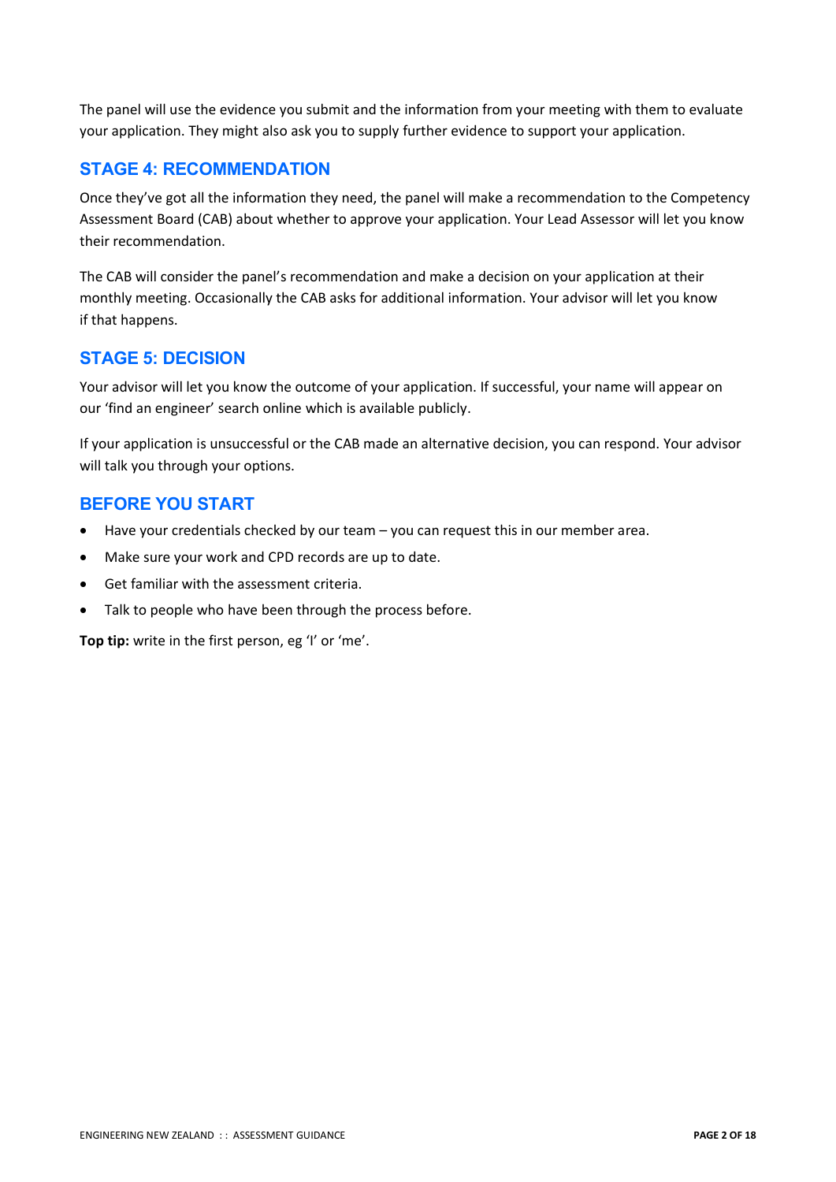The panel will use the evidence you submit and the information from your meeting with them to evaluate your application. They might also ask you to supply further evidence to support your application.

## STAGE 4: RECOMMENDATION

Once they've got all the information they need, the panel will make a recommendation to the Competency Assessment Board (CAB) about whether to approve your application. Your Lead Assessor will let you know their recommendation.

The CAB will consider the panel's recommendation and make a decision on your application at their monthly meeting. Occasionally the CAB asks for additional information. Your advisor will let you know if that happens.

## STAGE 5: DECISION

Your advisor will let you know the outcome of your application. If successful, your name will appear on our 'find an engineer' search online which is available publicly.

If your application is unsuccessful or the CAB made an alternative decision, you can respond. Your advisor will talk you through your options.

## BEFORE YOU START

- Have your credentials checked by our team – you can request this in our member area.
- Make sure your work and CPD records are up to date.
- Get familiar with the assessment criteria.
- Talk to people who have been through the process before.

**Top tip:** write in the first person, eg 'I' or 'me'.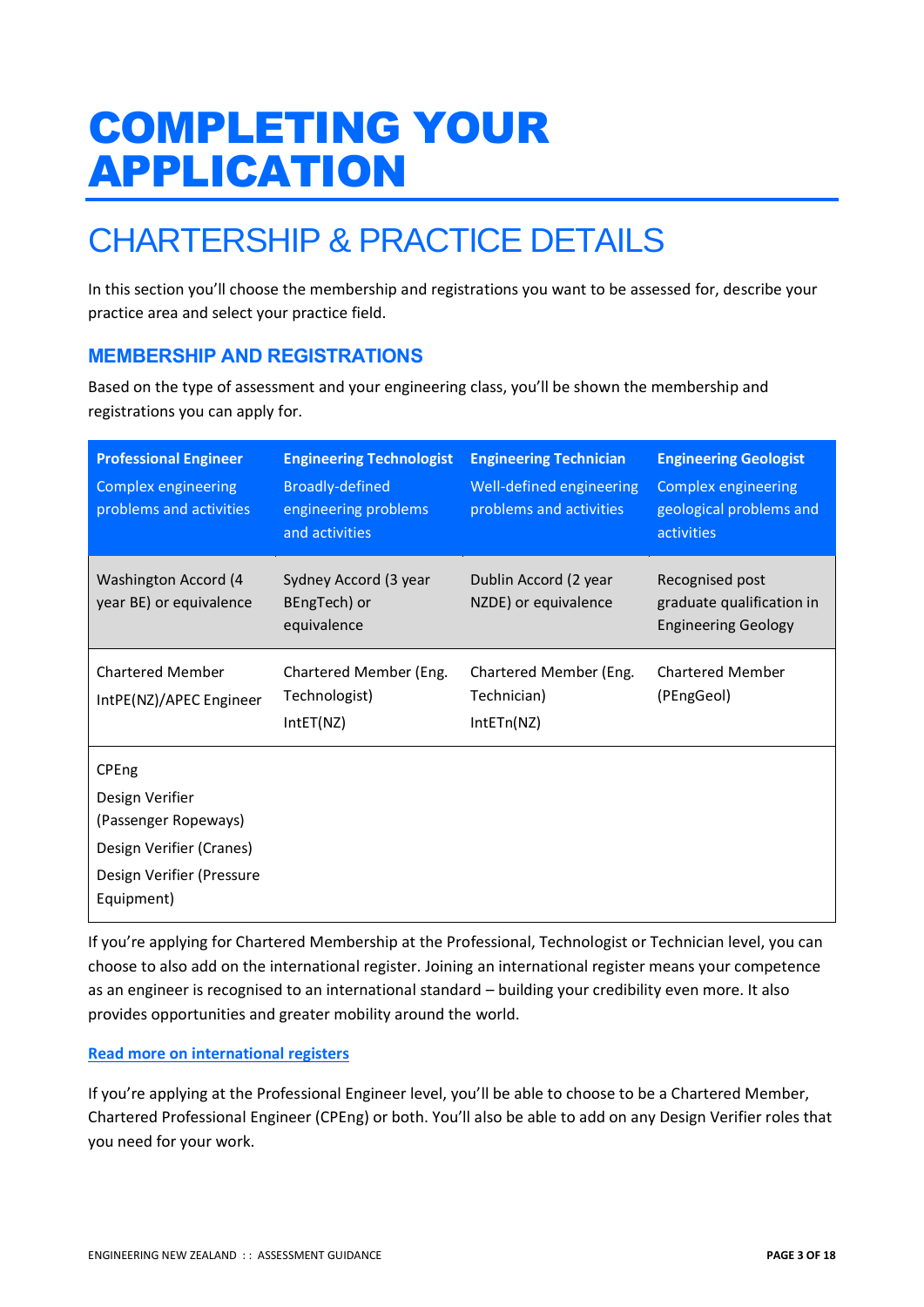# COMPLETING YOUR APPLICATION

## CHARTERSHIP & PRACTICE DETAILS

In this section you'll choose the membership and registrations you want to be assessed for, describe your practice area and select your practice field.

### MEMBERSHIP AND REGISTRATIONS

Based on the type of assessment and your engineering class, you'll be shown the membership and registrations you can apply for.

| **Professional Engineer**<br>Complex engineering problems and activities | **Engineering Technologist**<br>Broadly-defined engineering problems and activities | **Engineering Technician**<br>Well-defined engineering problems and activities | **Engineering Geologist**<br>Complex engineering geological problems and activities |
|---|---|---|---|
| Washington Accord (4 year BE) or equivalence | Sydney Accord (3 year BEngTech) or equivalence | Dublin Accord (2 year NZDE) or equivalence | Recognised post graduate qualification in Engineering Geology |
| Chartered Member<br>IntPE(NZ)/APEC Engineer | Chartered Member (Eng. Technologist)<br>IntET(NZ) | Chartered Member (Eng. Technician)<br>IntETn(NZ) | Chartered Member (PEngGeol) |
| CPEng<br>Design Verifier (Passenger Ropeways)<br>Design Verifier (Cranes)<br>Design Verifier (Pressure Equipment) | | | |

If you're applying for Chartered Membership at the Professional, Technologist or Technician level, you can choose to also add on the international register. Joining an international register means your competence as an engineer is recognised to an international standard – building your credibility even more. It also provides opportunities and greater mobility around the world.

**Read more on international registers**

If you're applying at the Professional Engineer level, you'll be able to choose to be a Chartered Member, Chartered Professional Engineer (CPEng) or both. You'll also be able to add on any Design Verifier roles that you need for your work.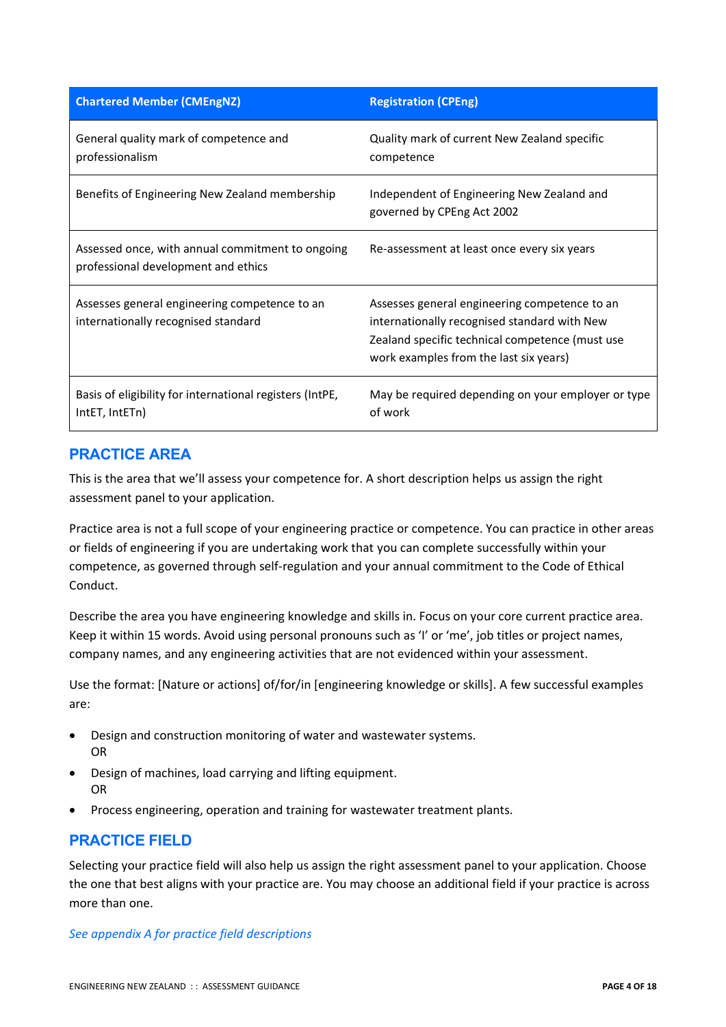| Chartered Member (CMEngNZ) | Registration (CPEng) |
|---|---|
| General quality mark of competence and professionalism | Quality mark of current New Zealand specific competence |
| Benefits of Engineering New Zealand membership | Independent of Engineering New Zealand and governed by CPEng Act 2002 |
| Assessed once, with annual commitment to ongoing professional development and ethics | Re-assessment at least once every six years |
| Assesses general engineering competence to an internationally recognised standard | Assesses general engineering competence to an internationally recognised standard with New Zealand specific technical competence (must use work examples from the last six years) |
| Basis of eligibility for international registers (IntPE, IntET, IntETn) | May be required depending on your employer or type of work |

## PRACTICE AREA

This is the area that we'll assess your competence for. A short description helps us assign the right assessment panel to your application.

Practice area is not a full scope of your engineering practice or competence. You can practice in other areas or fields of engineering if you are undertaking work that you can complete successfully within your competence, as governed through self-regulation and your annual commitment to the Code of Ethical Conduct.

Describe the area you have engineering knowledge and skills in. Focus on your core current practice area. Keep it within 15 words. Avoid using personal pronouns such as 'I' or 'me', job titles or project names, company names, and any engineering activities that are not evidenced within your assessment.

Use the format: [Nature or actions] of/for/in [engineering knowledge or skills]. A few successful examples are:

- Design and construction monitoring of water and wastewater systems.
  OR
- Design of machines, load carrying and lifting equipment.
  OR
- Process engineering, operation and training for wastewater treatment plants.

## PRACTICE FIELD

Selecting your practice field will also help us assign the right assessment panel to your application. Choose the one that best aligns with your practice are. You may choose an additional field if your practice is across more than one.

*See appendix A for practice field descriptions*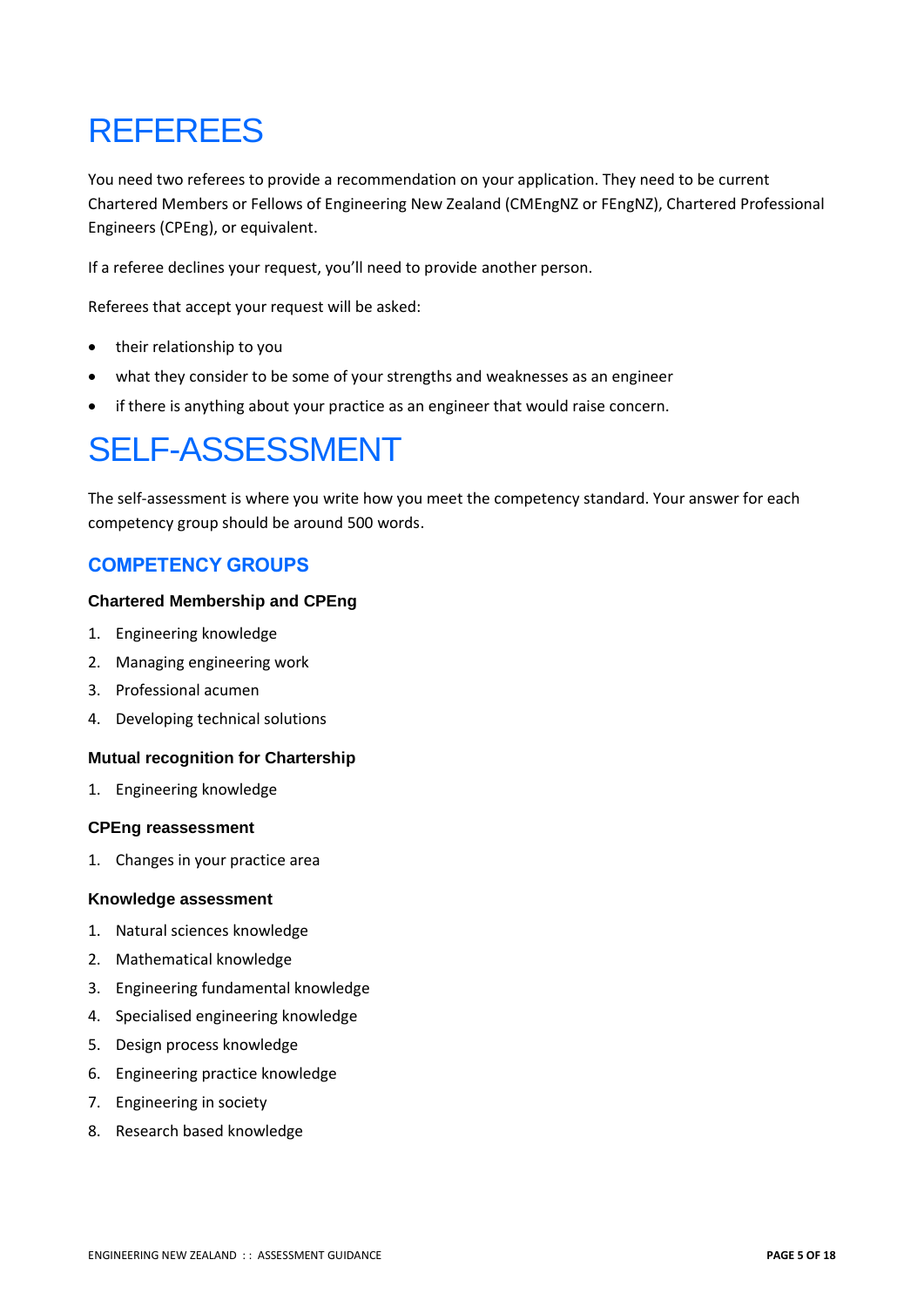# REFEREES

You need two referees to provide a recommendation on your application. They need to be current Chartered Members or Fellows of Engineering New Zealand (CMEngNZ or FEngNZ), Chartered Professional Engineers (CPEng), or equivalent.

If a referee declines your request, you'll need to provide another person.

Referees that accept your request will be asked:

- their relationship to you
- what they consider to be some of your strengths and weaknesses as an engineer
- if there is anything about your practice as an engineer that would raise concern.

# SELF-ASSESSMENT

The self-assessment is where you write how you meet the competency standard. Your answer for each competency group should be around 500 words.

## COMPETENCY GROUPS

### Chartered Membership and CPEng

1. Engineering knowledge
2. Managing engineering work
3. Professional acumen
4. Developing technical solutions

### Mutual recognition for Chartership

1. Engineering knowledge

### CPEng reassessment

1. Changes in your practice area

### Knowledge assessment

1. Natural sciences knowledge
2. Mathematical knowledge
3. Engineering fundamental knowledge
4. Specialised engineering knowledge
5. Design process knowledge
6. Engineering practice knowledge
7. Engineering in society
8. Research based knowledge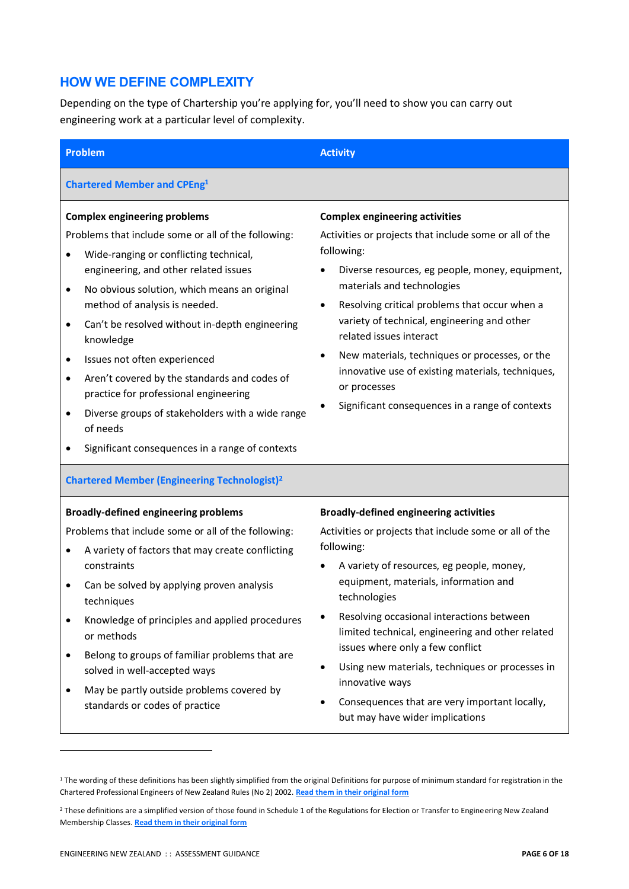## HOW WE DEFINE COMPLEXITY

Depending on the type of Chartership you're applying for, you'll need to show you can carry out engineering work at a particular level of complexity.

| Problem | Activity |
| --- | --- |
| **Chartered Member and CPEng[1]** | |
| **Complex engineering problems**<br>Problems that include some or all of the following:<br>• Wide-ranging or conflicting technical, engineering, and other related issues<br>• No obvious solution, which means an original method of analysis is needed.<br>• Can't be resolved without in-depth engineering knowledge<br>• Issues not often experienced<br>• Aren't covered by the standards and codes of practice for professional engineering<br>• Diverse groups of stakeholders with a wide range of needs<br>• Significant consequences in a range of contexts | **Complex engineering activities**<br>Activities or projects that include some or all of the following:<br>• Diverse resources, eg people, money, equipment, materials and technologies<br>• Resolving critical problems that occur when a variety of technical, engineering and other related issues interact<br>• New materials, techniques or processes, or the innovative use of existing materials, techniques, or processes<br>• Significant consequences in a range of contexts |
| **Chartered Member (Engineering Technologist)[2]** | |
| **Broadly-defined engineering problems**<br>Problems that include some or all of the following:<br>• A variety of factors that may create conflicting constraints<br>• Can be solved by applying proven analysis techniques<br>• Knowledge of principles and applied procedures or methods<br>• Belong to groups of familiar problems that are solved in well-accepted ways<br>• May be partly outside problems covered by standards or codes of practice | **Broadly-defined engineering activities**<br>Activities or projects that include some or all of the following:<br>• A variety of resources, eg people, money, equipment, materials, information and technologies<br>• Resolving occasional interactions between limited technical, engineering and other related issues where only a few conflict<br>• Using new materials, techniques or processes in innovative ways<br>• Consequences that are very important locally, but may have wider implications |

[1] The wording of these definitions has been slightly simplified from the original Definitions for purpose of minimum standard for registration in the Chartered Professional Engineers of New Zealand Rules (No 2) 2002. [Read them in their original form]

[2] These definitions are a simplified version of those found in Schedule 1 of the Regulations for Election or Transfer to Engineering New Zealand Membership Classes. [Read them in their original form]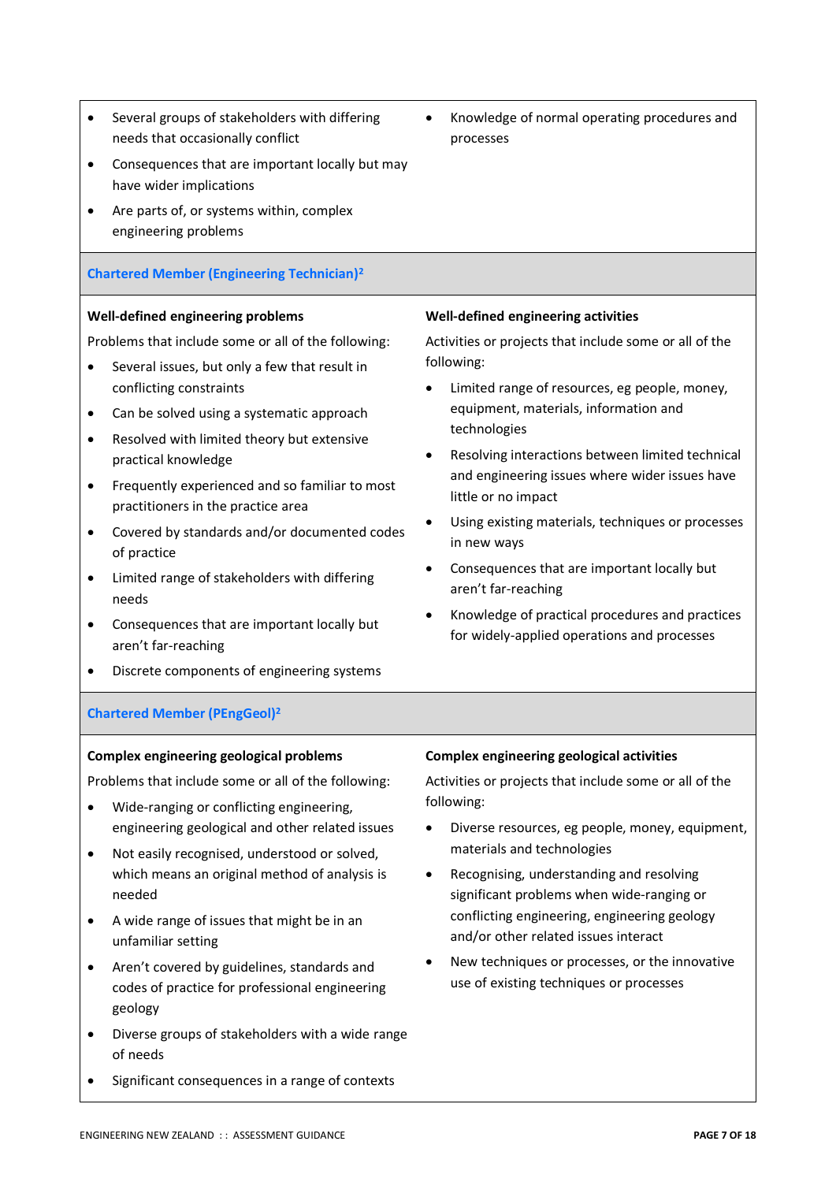- Several groups of stakeholders with differing needs that occasionally conflict
- Consequences that are important locally but may have wider implications
- Are parts of, or systems within, complex engineering problems

- Knowledge of normal operating procedures and processes

## Chartered Member (Engineering Technician)[2]

**Well-defined engineering problems**

Problems that include some or all of the following:

- Several issues, but only a few that result in conflicting constraints
- Can be solved using a systematic approach
- Resolved with limited theory but extensive practical knowledge
- Frequently experienced and so familiar to most practitioners in the practice area
- Covered by standards and/or documented codes of practice
- Limited range of stakeholders with differing needs
- Consequences that are important locally but aren't far-reaching
- Discrete components of engineering systems

**Well-defined engineering activities**

Activities or projects that include some or all of the following:

- Limited range of resources, eg people, money, equipment, materials, information and technologies
- Resolving interactions between limited technical and engineering issues where wider issues have little or no impact
- Using existing materials, techniques or processes in new ways
- Consequences that are important locally but aren't far-reaching
- Knowledge of practical procedures and practices for widely-applied operations and processes

## Chartered Member (PEngGeol)[2]

**Complex engineering geological problems**

Problems that include some or all of the following:

- Wide-ranging or conflicting engineering, engineering geological and other related issues
- Not easily recognised, understood or solved, which means an original method of analysis is needed
- A wide range of issues that might be in an unfamiliar setting
- Aren't covered by guidelines, standards and codes of practice for professional engineering geology
- Diverse groups of stakeholders with a wide range of needs
- Significant consequences in a range of contexts

**Complex engineering geological activities**

Activities or projects that include some or all of the following:

- Diverse resources, eg people, money, equipment, materials and technologies
- Recognising, understanding and resolving significant problems when wide-ranging or conflicting engineering, engineering geology and/or other related issues interact
- New techniques or processes, or the innovative use of existing techniques or processes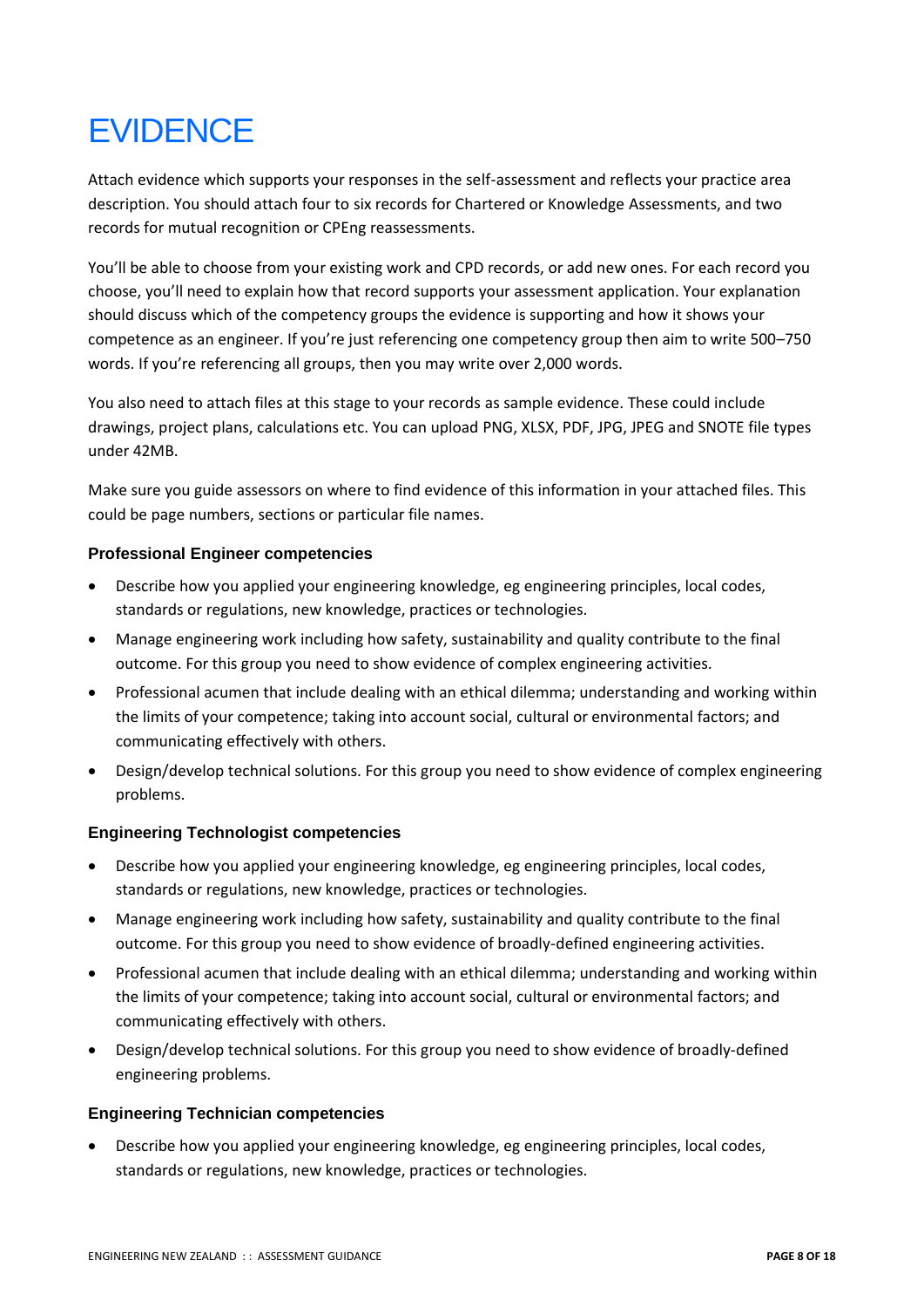# EVIDENCE

Attach evidence which supports your responses in the self-assessment and reflects your practice area description. You should attach four to six records for Chartered or Knowledge Assessments, and two records for mutual recognition or CPEng reassessments.

You'll be able to choose from your existing work and CPD records, or add new ones. For each record you choose, you'll need to explain how that record supports your assessment application. Your explanation should discuss which of the competency groups the evidence is supporting and how it shows your competence as an engineer. If you're just referencing one competency group then aim to write 500–750 words. If you're referencing all groups, then you may write over 2,000 words.

You also need to attach files at this stage to your records as sample evidence. These could include drawings, project plans, calculations etc. You can upload PNG, XLSX, PDF, JPG, JPEG and SNOTE file types under 42MB.

Make sure you guide assessors on where to find evidence of this information in your attached files. This could be page numbers, sections or particular file names.

### Professional Engineer competencies

- Describe how you applied your engineering knowledge, eg engineering principles, local codes, standards or regulations, new knowledge, practices or technologies.
- Manage engineering work including how safety, sustainability and quality contribute to the final outcome. For this group you need to show evidence of complex engineering activities.
- Professional acumen that include dealing with an ethical dilemma; understanding and working within the limits of your competence; taking into account social, cultural or environmental factors; and communicating effectively with others.
- Design/develop technical solutions. For this group you need to show evidence of complex engineering problems.

### Engineering Technologist competencies

- Describe how you applied your engineering knowledge, eg engineering principles, local codes, standards or regulations, new knowledge, practices or technologies.
- Manage engineering work including how safety, sustainability and quality contribute to the final outcome. For this group you need to show evidence of broadly-defined engineering activities.
- Professional acumen that include dealing with an ethical dilemma; understanding and working within the limits of your competence; taking into account social, cultural or environmental factors; and communicating effectively with others.
- Design/develop technical solutions. For this group you need to show evidence of broadly-defined engineering problems.

### Engineering Technician competencies

- Describe how you applied your engineering knowledge, eg engineering principles, local codes, standards or regulations, new knowledge, practices or technologies.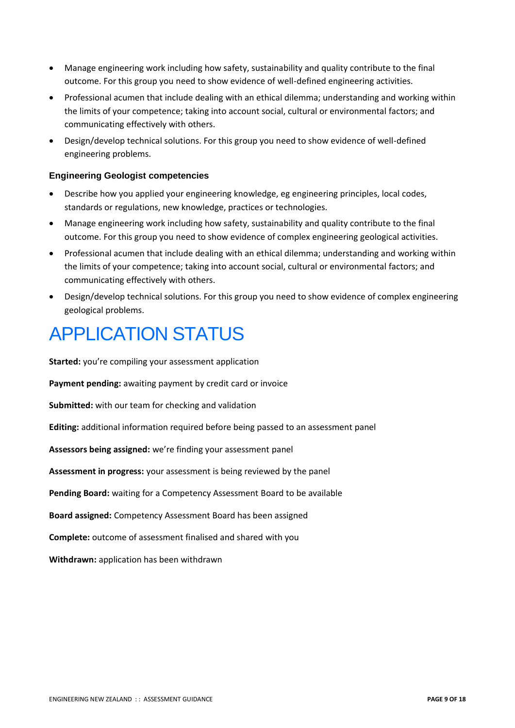- Manage engineering work including how safety, sustainability and quality contribute to the final outcome. For this group you need to show evidence of well-defined engineering activities.
- Professional acumen that include dealing with an ethical dilemma; understanding and working within the limits of your competence; taking into account social, cultural or environmental factors; and communicating effectively with others.
- Design/develop technical solutions. For this group you need to show evidence of well-defined engineering problems.

### Engineering Geologist competencies

- Describe how you applied your engineering knowledge, eg engineering principles, local codes, standards or regulations, new knowledge, practices or technologies.
- Manage engineering work including how safety, sustainability and quality contribute to the final outcome. For this group you need to show evidence of complex engineering geological activities.
- Professional acumen that include dealing with an ethical dilemma; understanding and working within the limits of your competence; taking into account social, cultural or environmental factors; and communicating effectively with others.
- Design/develop technical solutions. For this group you need to show evidence of complex engineering geological problems.

# APPLICATION STATUS

**Started:** you're compiling your assessment application

**Payment pending:** awaiting payment by credit card or invoice

**Submitted:** with our team for checking and validation

**Editing:** additional information required before being passed to an assessment panel

**Assessors being assigned:** we're finding your assessment panel

**Assessment in progress:** your assessment is being reviewed by the panel

**Pending Board:** waiting for a Competency Assessment Board to be available

**Board assigned:** Competency Assessment Board has been assigned

**Complete:** outcome of assessment finalised and shared with you

**Withdrawn:** application has been withdrawn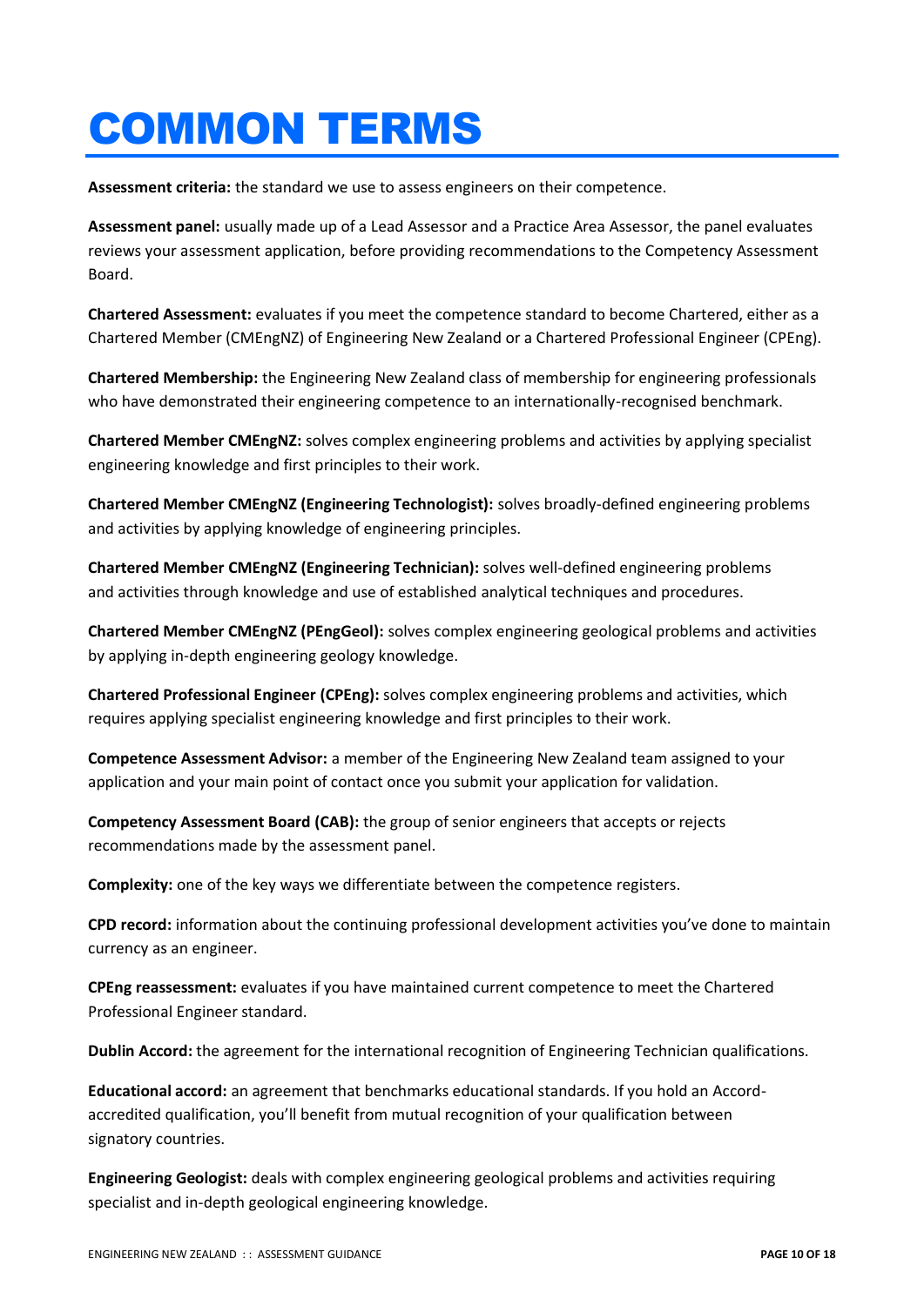# COMMON TERMS

**Assessment criteria:** the standard we use to assess engineers on their competence.

**Assessment panel:** usually made up of a Lead Assessor and a Practice Area Assessor, the panel evaluates reviews your assessment application, before providing recommendations to the Competency Assessment Board.

**Chartered Assessment:** evaluates if you meet the competence standard to become Chartered, either as a Chartered Member (CMEngNZ) of Engineering New Zealand or a Chartered Professional Engineer (CPEng).

**Chartered Membership:** the Engineering New Zealand class of membership for engineering professionals who have demonstrated their engineering competence to an internationally-recognised benchmark.

**Chartered Member CMEngNZ:** solves complex engineering problems and activities by applying specialist engineering knowledge and first principles to their work.

**Chartered Member CMEngNZ (Engineering Technologist):** solves broadly-defined engineering problems and activities by applying knowledge of engineering principles.

**Chartered Member CMEngNZ (Engineering Technician):** solves well-defined engineering problems and activities through knowledge and use of established analytical techniques and procedures.

**Chartered Member CMEngNZ (PEngGeol):** solves complex engineering geological problems and activities by applying in-depth engineering geology knowledge.

**Chartered Professional Engineer (CPEng):** solves complex engineering problems and activities, which requires applying specialist engineering knowledge and first principles to their work.

**Competence Assessment Advisor:** a member of the Engineering New Zealand team assigned to your application and your main point of contact once you submit your application for validation.

**Competency Assessment Board (CAB):** the group of senior engineers that accepts or rejects recommendations made by the assessment panel.

**Complexity:** one of the key ways we differentiate between the competence registers.

**CPD record:** information about the continuing professional development activities you've done to maintain currency as an engineer.

**CPEng reassessment:** evaluates if you have maintained current competence to meet the Chartered Professional Engineer standard.

**Dublin Accord:** the agreement for the international recognition of Engineering Technician qualifications.

**Educational accord:** an agreement that benchmarks educational standards. If you hold an Accord-accredited qualification, you'll benefit from mutual recognition of your qualification between signatory countries.

**Engineering Geologist:** deals with complex engineering geological problems and activities requiring specialist and in-depth geological engineering knowledge.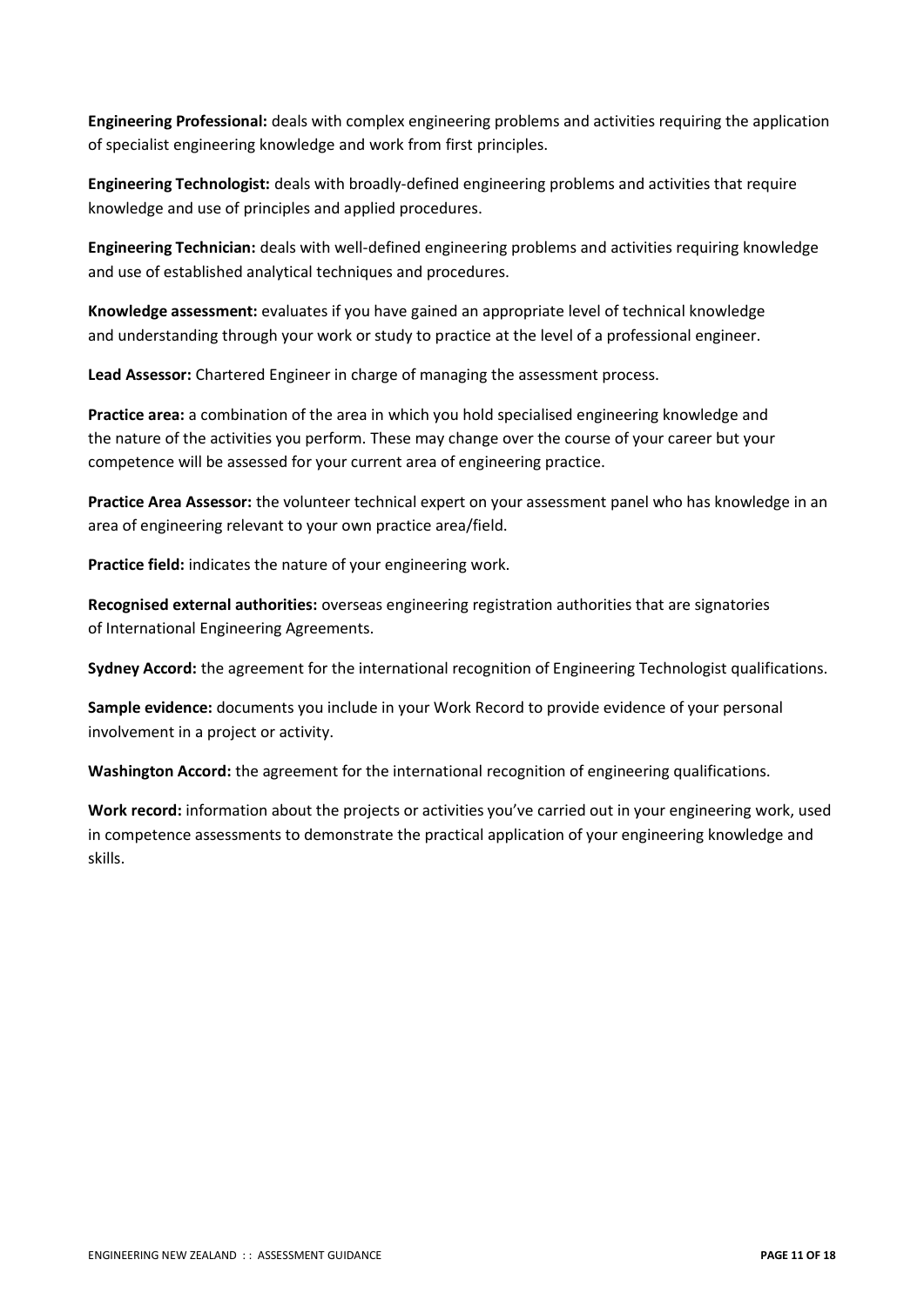**Engineering Professional:** deals with complex engineering problems and activities requiring the application of specialist engineering knowledge and work from first principles.

**Engineering Technologist:** deals with broadly-defined engineering problems and activities that require knowledge and use of principles and applied procedures.

**Engineering Technician:** deals with well-defined engineering problems and activities requiring knowledge and use of established analytical techniques and procedures.

**Knowledge assessment:** evaluates if you have gained an appropriate level of technical knowledge and understanding through your work or study to practice at the level of a professional engineer.

**Lead Assessor:** Chartered Engineer in charge of managing the assessment process.

**Practice area:** a combination of the area in which you hold specialised engineering knowledge and the nature of the activities you perform. These may change over the course of your career but your competence will be assessed for your current area of engineering practice.

**Practice Area Assessor:** the volunteer technical expert on your assessment panel who has knowledge in an area of engineering relevant to your own practice area/field.

**Practice field:** indicates the nature of your engineering work.

**Recognised external authorities:** overseas engineering registration authorities that are signatories of International Engineering Agreements.

**Sydney Accord:** the agreement for the international recognition of Engineering Technologist qualifications.

**Sample evidence:** documents you include in your Work Record to provide evidence of your personal involvement in a project or activity.

**Washington Accord:** the agreement for the international recognition of engineering qualifications.

**Work record:** information about the projects or activities you've carried out in your engineering work, used in competence assessments to demonstrate the practical application of your engineering knowledge and skills.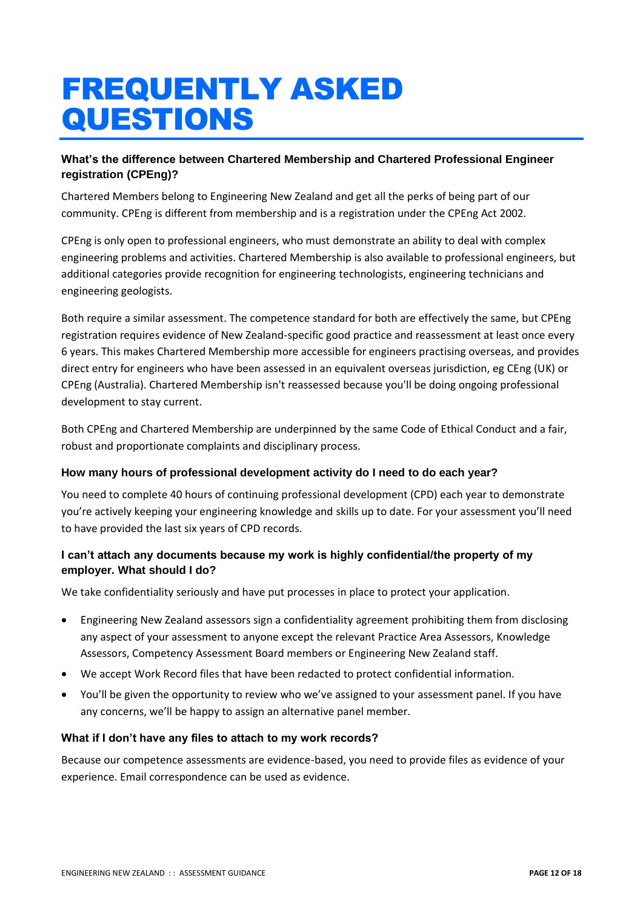# FREQUENTLY ASKED QUESTIONS

### What's the difference between Chartered Membership and Chartered Professional Engineer registration (CPEng)?

Chartered Members belong to Engineering New Zealand and get all the perks of being part of our community. CPEng is different from membership and is a registration under the CPEng Act 2002.

CPEng is only open to professional engineers, who must demonstrate an ability to deal with complex engineering problems and activities. Chartered Membership is also available to professional engineers, but additional categories provide recognition for engineering technologists, engineering technicians and engineering geologists.

Both require a similar assessment. The competence standard for both are effectively the same, but CPEng registration requires evidence of New Zealand-specific good practice and reassessment at least once every 6 years. This makes Chartered Membership more accessible for engineers practising overseas, and provides direct entry for engineers who have been assessed in an equivalent overseas jurisdiction, eg CEng (UK) or CPEng (Australia). Chartered Membership isn't reassessed because you'll be doing ongoing professional development to stay current.

Both CPEng and Chartered Membership are underpinned by the same Code of Ethical Conduct and a fair, robust and proportionate complaints and disciplinary process.

### How many hours of professional development activity do I need to do each year?

You need to complete 40 hours of continuing professional development (CPD) each year to demonstrate you're actively keeping your engineering knowledge and skills up to date. For your assessment you'll need to have provided the last six years of CPD records.

### I can't attach any documents because my work is highly confidential/the property of my employer. What should I do?

We take confidentiality seriously and have put processes in place to protect your application.

- Engineering New Zealand assessors sign a confidentiality agreement prohibiting them from disclosing any aspect of your assessment to anyone except the relevant Practice Area Assessors, Knowledge Assessors, Competency Assessment Board members or Engineering New Zealand staff.
- We accept Work Record files that have been redacted to protect confidential information.
- You'll be given the opportunity to review who we've assigned to your assessment panel. If you have any concerns, we'll be happy to assign an alternative panel member.

### What if I don't have any files to attach to my work records?

Because our competence assessments are evidence-based, you need to provide files as evidence of your experience. Email correspondence can be used as evidence.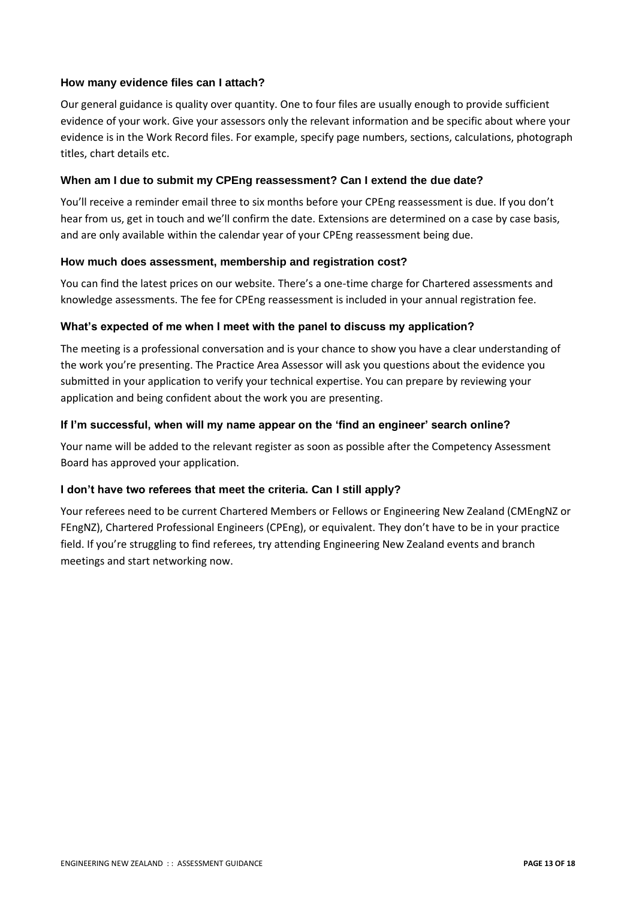### How many evidence files can I attach?

Our general guidance is quality over quantity. One to four files are usually enough to provide sufficient evidence of your work. Give your assessors only the relevant information and be specific about where your evidence is in the Work Record files. For example, specify page numbers, sections, calculations, photograph titles, chart details etc.

### When am I due to submit my CPEng reassessment? Can I extend the due date?

You'll receive a reminder email three to six months before your CPEng reassessment is due. If you don't hear from us, get in touch and we'll confirm the date. Extensions are determined on a case by case basis, and are only available within the calendar year of your CPEng reassessment being due.

### How much does assessment, membership and registration cost?

You can find the latest prices on our website. There's a one-time charge for Chartered assessments and knowledge assessments. The fee for CPEng reassessment is included in your annual registration fee.

### What's expected of me when I meet with the panel to discuss my application?

The meeting is a professional conversation and is your chance to show you have a clear understanding of the work you're presenting. The Practice Area Assessor will ask you questions about the evidence you submitted in your application to verify your technical expertise. You can prepare by reviewing your application and being confident about the work you are presenting.

### If I'm successful, when will my name appear on the 'find an engineer' search online?

Your name will be added to the relevant register as soon as possible after the Competency Assessment Board has approved your application.

### I don't have two referees that meet the criteria. Can I still apply?

Your referees need to be current Chartered Members or Fellows or Engineering New Zealand (CMEngNZ or FEngNZ), Chartered Professional Engineers (CPEng), or equivalent. They don't have to be in your practice field. If you're struggling to find referees, try attending Engineering New Zealand events and branch meetings and start networking now.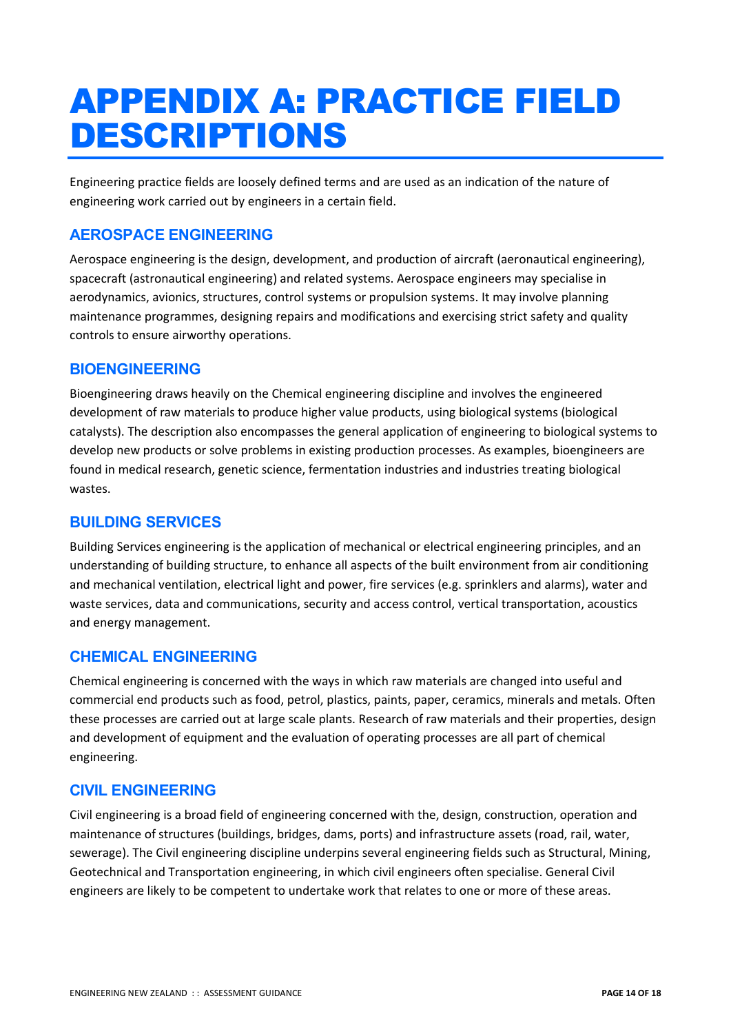# APPENDIX A: PRACTICE FIELD DESCRIPTIONS

Engineering practice fields are loosely defined terms and are used as an indication of the nature of engineering work carried out by engineers in a certain field.

## AEROSPACE ENGINEERING

Aerospace engineering is the design, development, and production of aircraft (aeronautical engineering), spacecraft (astronautical engineering) and related systems. Aerospace engineers may specialise in aerodynamics, avionics, structures, control systems or propulsion systems. It may involve planning maintenance programmes, designing repairs and modifications and exercising strict safety and quality controls to ensure airworthy operations.

## BIOENGINEERING

Bioengineering draws heavily on the Chemical engineering discipline and involves the engineered development of raw materials to produce higher value products, using biological systems (biological catalysts). The description also encompasses the general application of engineering to biological systems to develop new products or solve problems in existing production processes. As examples, bioengineers are found in medical research, genetic science, fermentation industries and industries treating biological wastes.

## BUILDING SERVICES

Building Services engineering is the application of mechanical or electrical engineering principles, and an understanding of building structure, to enhance all aspects of the built environment from air conditioning and mechanical ventilation, electrical light and power, fire services (e.g. sprinklers and alarms), water and waste services, data and communications, security and access control, vertical transportation, acoustics and energy management.

## CHEMICAL ENGINEERING

Chemical engineering is concerned with the ways in which raw materials are changed into useful and commercial end products such as food, petrol, plastics, paints, paper, ceramics, minerals and metals. Often these processes are carried out at large scale plants. Research of raw materials and their properties, design and development of equipment and the evaluation of operating processes are all part of chemical engineering.

## CIVIL ENGINEERING

Civil engineering is a broad field of engineering concerned with the, design, construction, operation and maintenance of structures (buildings, bridges, dams, ports) and infrastructure assets (road, rail, water, sewerage). The Civil engineering discipline underpins several engineering fields such as Structural, Mining, Geotechnical and Transportation engineering, in which civil engineers often specialise. General Civil engineers are likely to be competent to undertake work that relates to one or more of these areas.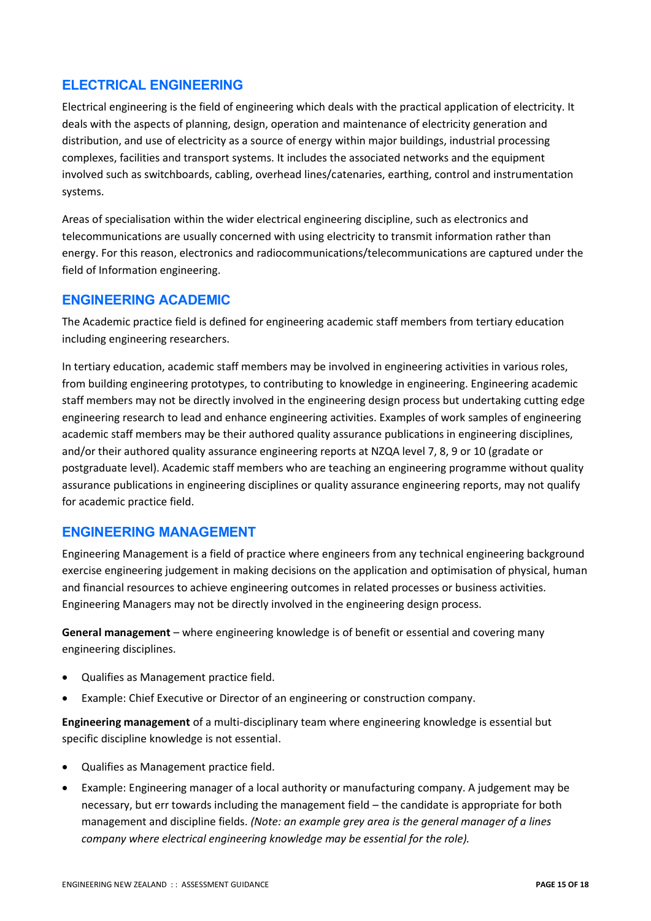## ELECTRICAL ENGINEERING

Electrical engineering is the field of engineering which deals with the practical application of electricity. It deals with the aspects of planning, design, operation and maintenance of electricity generation and distribution, and use of electricity as a source of energy within major buildings, industrial processing complexes, facilities and transport systems. It includes the associated networks and the equipment involved such as switchboards, cabling, overhead lines/catenaries, earthing, control and instrumentation systems.

Areas of specialisation within the wider electrical engineering discipline, such as electronics and telecommunications are usually concerned with using electricity to transmit information rather than energy. For this reason, electronics and radiocommunications/telecommunications are captured under the field of Information engineering.

## ENGINEERING ACADEMIC

The Academic practice field is defined for engineering academic staff members from tertiary education including engineering researchers.

In tertiary education, academic staff members may be involved in engineering activities in various roles, from building engineering prototypes, to contributing to knowledge in engineering. Engineering academic staff members may not be directly involved in the engineering design process but undertaking cutting edge engineering research to lead and enhance engineering activities. Examples of work samples of engineering academic staff members may be their authored quality assurance publications in engineering disciplines, and/or their authored quality assurance engineering reports at NZQA level 7, 8, 9 or 10 (gradate or postgraduate level). Academic staff members who are teaching an engineering programme without quality assurance publications in engineering disciplines or quality assurance engineering reports, may not qualify for academic practice field.

## ENGINEERING MANAGEMENT

Engineering Management is a field of practice where engineers from any technical engineering background exercise engineering judgement in making decisions on the application and optimisation of physical, human and financial resources to achieve engineering outcomes in related processes or business activities. Engineering Managers may not be directly involved in the engineering design process.

**General management** – where engineering knowledge is of benefit or essential and covering many engineering disciplines.

- Qualifies as Management practice field.
- Example: Chief Executive or Director of an engineering or construction company.

**Engineering management** of a multi-disciplinary team where engineering knowledge is essential but specific discipline knowledge is not essential.

- Qualifies as Management practice field.
- Example: Engineering manager of a local authority or manufacturing company. A judgement may be necessary, but err towards including the management field – the candidate is appropriate for both management and discipline fields. *(Note: an example grey area is the general manager of a lines company where electrical engineering knowledge may be essential for the role).*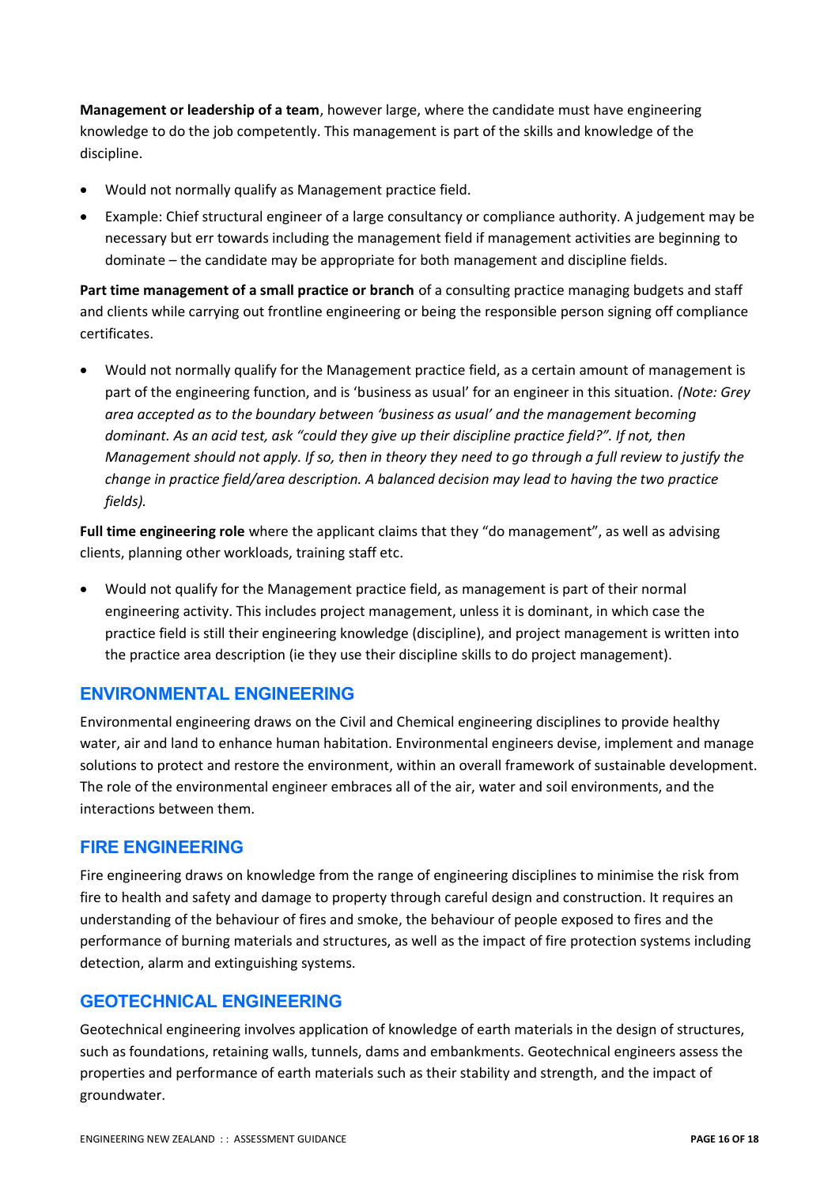**Management or leadership of a team**, however large, where the candidate must have engineering knowledge to do the job competently. This management is part of the skills and knowledge of the discipline.

- Would not normally qualify as Management practice field.
- Example: Chief structural engineer of a large consultancy or compliance authority. A judgement may be necessary but err towards including the management field if management activities are beginning to dominate – the candidate may be appropriate for both management and discipline fields.

**Part time management of a small practice or branch** of a consulting practice managing budgets and staff and clients while carrying out frontline engineering or being the responsible person signing off compliance certificates.

- Would not normally qualify for the Management practice field, as a certain amount of management is part of the engineering function, and is 'business as usual' for an engineer in this situation. *(Note: Grey area accepted as to the boundary between 'business as usual' and the management becoming dominant. As an acid test, ask "could they give up their discipline practice field?". If not, then Management should not apply. If so, then in theory they need to go through a full review to justify the change in practice field/area description. A balanced decision may lead to having the two practice fields).*

**Full time engineering role** where the applicant claims that they "do management", as well as advising clients, planning other workloads, training staff etc.

- Would not qualify for the Management practice field, as management is part of their normal engineering activity. This includes project management, unless it is dominant, in which case the practice field is still their engineering knowledge (discipline), and project management is written into the practice area description (ie they use their discipline skills to do project management).

## ENVIRONMENTAL ENGINEERING

Environmental engineering draws on the Civil and Chemical engineering disciplines to provide healthy water, air and land to enhance human habitation. Environmental engineers devise, implement and manage solutions to protect and restore the environment, within an overall framework of sustainable development. The role of the environmental engineer embraces all of the air, water and soil environments, and the interactions between them.

## FIRE ENGINEERING

Fire engineering draws on knowledge from the range of engineering disciplines to minimise the risk from fire to health and safety and damage to property through careful design and construction. It requires an understanding of the behaviour of fires and smoke, the behaviour of people exposed to fires and the performance of burning materials and structures, as well as the impact of fire protection systems including detection, alarm and extinguishing systems.

## GEOTECHNICAL ENGINEERING

Geotechnical engineering involves application of knowledge of earth materials in the design of structures, such as foundations, retaining walls, tunnels, dams and embankments. Geotechnical engineers assess the properties and performance of earth materials such as their stability and strength, and the impact of groundwater.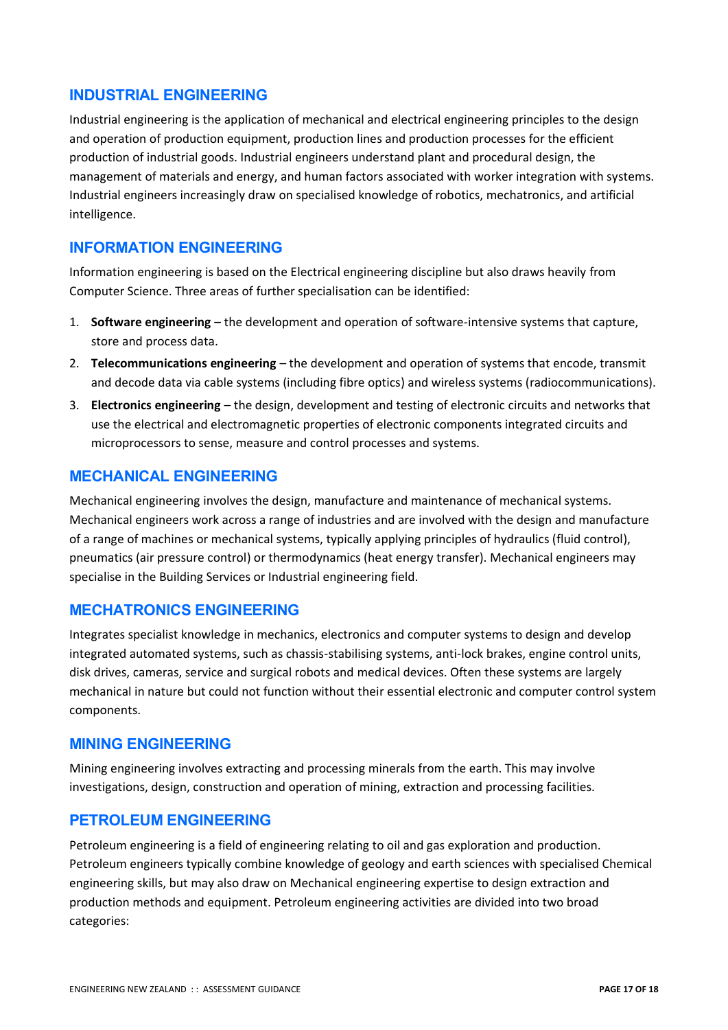## INDUSTRIAL ENGINEERING

Industrial engineering is the application of mechanical and electrical engineering principles to the design and operation of production equipment, production lines and production processes for the efficient production of industrial goods. Industrial engineers understand plant and procedural design, the management of materials and energy, and human factors associated with worker integration with systems. Industrial engineers increasingly draw on specialised knowledge of robotics, mechatronics, and artificial intelligence.

## INFORMATION ENGINEERING

Information engineering is based on the Electrical engineering discipline but also draws heavily from Computer Science. Three areas of further specialisation can be identified:

1. **Software engineering** – the development and operation of software-intensive systems that capture, store and process data.
2. **Telecommunications engineering** – the development and operation of systems that encode, transmit and decode data via cable systems (including fibre optics) and wireless systems (radiocommunications).
3. **Electronics engineering** – the design, development and testing of electronic circuits and networks that use the electrical and electromagnetic properties of electronic components integrated circuits and microprocessors to sense, measure and control processes and systems.

## MECHANICAL ENGINEERING

Mechanical engineering involves the design, manufacture and maintenance of mechanical systems. Mechanical engineers work across a range of industries and are involved with the design and manufacture of a range of machines or mechanical systems, typically applying principles of hydraulics (fluid control), pneumatics (air pressure control) or thermodynamics (heat energy transfer). Mechanical engineers may specialise in the Building Services or Industrial engineering field.

## MECHATRONICS ENGINEERING

Integrates specialist knowledge in mechanics, electronics and computer systems to design and develop integrated automated systems, such as chassis-stabilising systems, anti-lock brakes, engine control units, disk drives, cameras, service and surgical robots and medical devices. Often these systems are largely mechanical in nature but could not function without their essential electronic and computer control system components.

## MINING ENGINEERING

Mining engineering involves extracting and processing minerals from the earth. This may involve investigations, design, construction and operation of mining, extraction and processing facilities.

## PETROLEUM ENGINEERING

Petroleum engineering is a field of engineering relating to oil and gas exploration and production. Petroleum engineers typically combine knowledge of geology and earth sciences with specialised Chemical engineering skills, but may also draw on Mechanical engineering expertise to design extraction and production methods and equipment. Petroleum engineering activities are divided into two broad categories: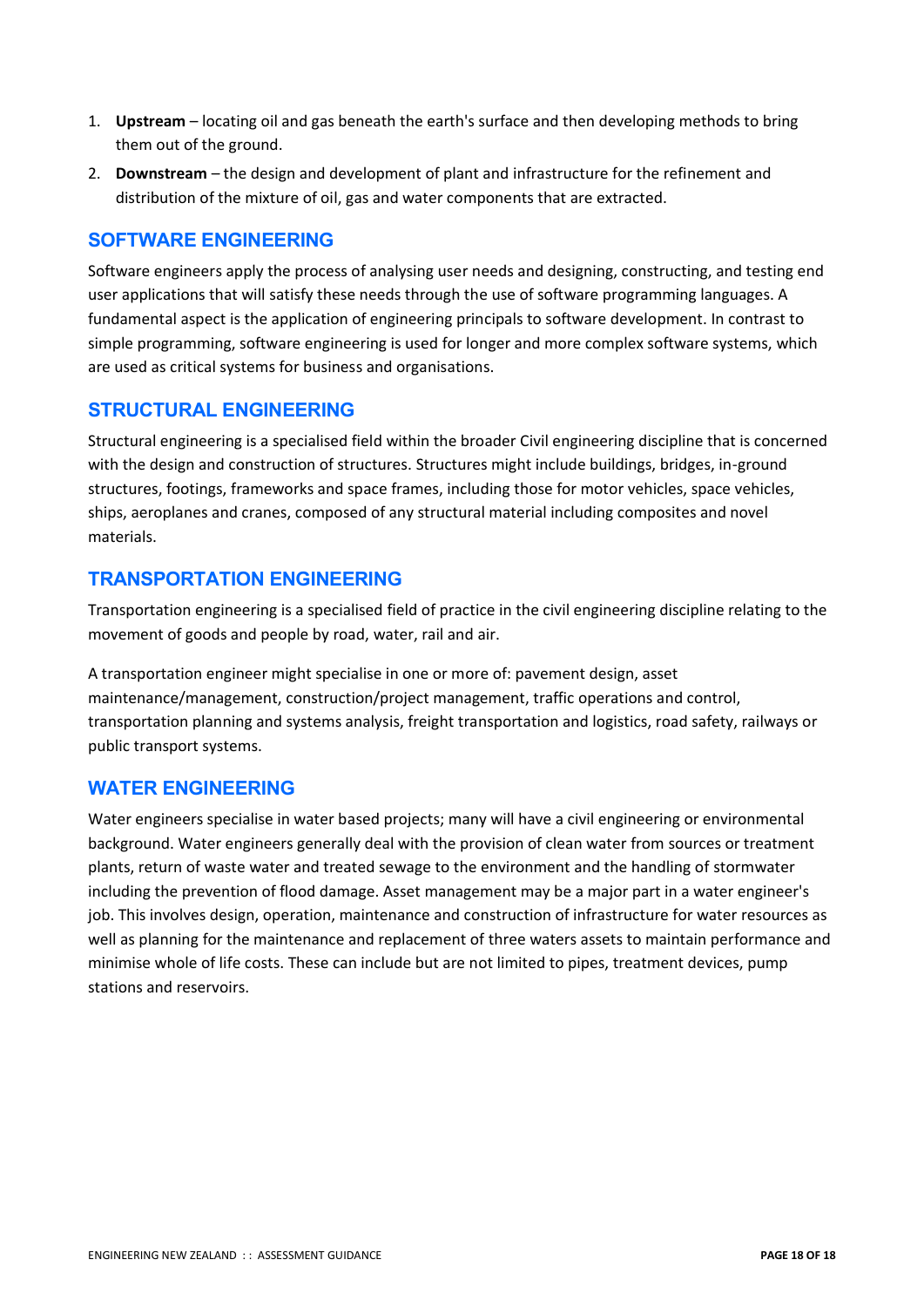1. **Upstream** – locating oil and gas beneath the earth's surface and then developing methods to bring them out of the ground.
2. **Downstream** – the design and development of plant and infrastructure for the refinement and distribution of the mixture of oil, gas and water components that are extracted.

## SOFTWARE ENGINEERING

Software engineers apply the process of analysing user needs and designing, constructing, and testing end user applications that will satisfy these needs through the use of software programming languages. A fundamental aspect is the application of engineering principals to software development. In contrast to simple programming, software engineering is used for longer and more complex software systems, which are used as critical systems for business and organisations.

## STRUCTURAL ENGINEERING

Structural engineering is a specialised field within the broader Civil engineering discipline that is concerned with the design and construction of structures. Structures might include buildings, bridges, in-ground structures, footings, frameworks and space frames, including those for motor vehicles, space vehicles, ships, aeroplanes and cranes, composed of any structural material including composites and novel materials.

## TRANSPORTATION ENGINEERING

Transportation engineering is a specialised field of practice in the civil engineering discipline relating to the movement of goods and people by road, water, rail and air.

A transportation engineer might specialise in one or more of: pavement design, asset maintenance/management, construction/project management, traffic operations and control, transportation planning and systems analysis, freight transportation and logistics, road safety, railways or public transport systems.

## WATER ENGINEERING

Water engineers specialise in water based projects; many will have a civil engineering or environmental background. Water engineers generally deal with the provision of clean water from sources or treatment plants, return of waste water and treated sewage to the environment and the handling of stormwater including the prevention of flood damage. Asset management may be a major part in a water engineer's job. This involves design, operation, maintenance and construction of infrastructure for water resources as well as planning for the maintenance and replacement of three waters assets to maintain performance and minimise whole of life costs. These can include but are not limited to pipes, treatment devices, pump stations and reservoirs.